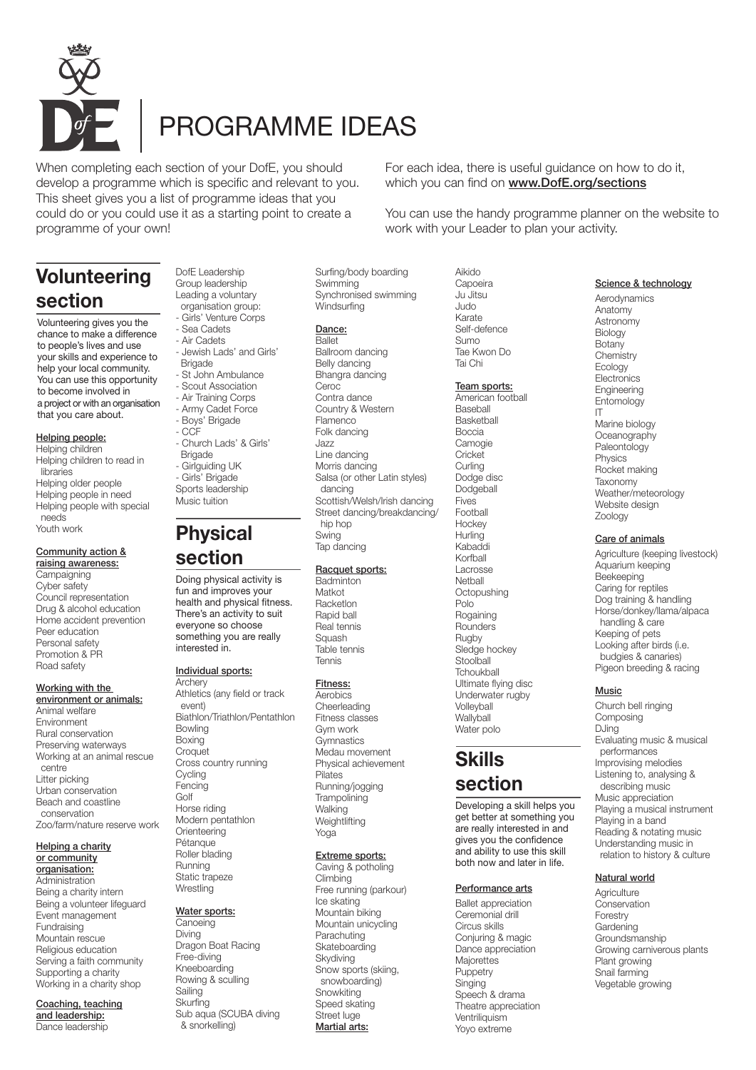# PROGRAMME IDEAS

When completing each section of your DofE, you should develop a programme which is specific and relevant to you. This sheet gives you a list of programme ideas that you could do or you could use it as a starting point to create a programme of your own!

For each idea, there is useful guidance on how to do it, which you can find on **www.DofE.org/sections**

You can use the handy programme planner on the website to work with your Leader to plan your activity.

## Volunteering section

Volunteering gives you the chance to make a difference to people's lives and use your skills and experience to help your local community. You can use this opportunity to become involved in a project or with an organisation that you care about.

### Helping people:

- Helping children
- Helping children to read in libraries
- Helping older people
- Helping people in need
- Helping people with special needs
- Youth work

### Community action & raising awareness:

- Campaigning
- Cyber safety
- Council representation
- Drug & alcohol education
- Home accident prevention
- Peer education
- Personal safety
- Promotion & PR
- Road safety

### Working with the environment or animals:

- Animal welfare
- Environment
- Rural conservation
- Preserving waterways
- Working at an animal rescue centre
- Litter picking
- Urban conservation
- Beach and coastline conservation
- Zoo/farm/nature reserve work

### Helping a charity or community organisation:

- Administration
- Being a charity intern
- Being a volunteer lifeguard
- Event management
- Fundraising
- Mountain rescue
- Religious education
- Serving a faith community
- Supporting a charity
- Working in a charity shop

### Coaching, teaching and leadership:

- Dance leadership
- DofE Leadership
- Group leadership
- Leading a voluntary organisation group:
  - Girls' Venture Corps
  - Sea Cadets
  - Air Cadets
  - Jewish Lads' and Girls' Brigade
  - St John Ambulance
  - Scout Association
  - Air Training Corps
  - Army Cadet Force
  - Boys' Brigade
  - CCF
  - Church Lads' & Girls' Brigade
  - Girlguiding UK
  - Girls' Brigade
- Sports leadership
- Music tuition

## Physical section

Doing physical activity is fun and improves your health and physical fitness. There's an activity to suit everyone so choose something you are really interested in.

### Individual sports:

- Archery
- Athletics (any field or track event)
- Biathlon/Triathlon/Pentathlon
- Bowling
- Boxing
- Croquet
- Cross country running
- Cycling
- Fencing
- Golf
- Horse riding
- Modern pentathlon
- Orienteering
- Pétanque
- Roller blading
- Running
- Static trapeze
- Wrestling

### Water sports:

- Canoeing
- Diving
- Dragon Boat Racing
- Free-diving
- Kneeboarding
- Rowing & sculling
- Sailing
- Skurfing
- Sub aqua (SCUBA diving & snorkelling)
- Surfing/body boarding
- Swimming
- Synchronised swimming
- Windsurfing

### Dance:

- Ballet
- Ballroom dancing
- Belly dancing
- Bhangra dancing
- Ceroc
- Contra dance
- Country & Western
- Flamenco
- Folk dancing
- Jazz
- Line dancing
- Morris dancing
- Salsa (or other Latin styles) dancing
- Scottish/Welsh/Irish dancing
- Street dancing/breakdancing/hip hop
- Swing
- Tap dancing

### Racquet sports:

- Badminton
- Matkot
- Racketlon
- Rapid ball
- Real tennis
- Squash
- Table tennis
- Tennis

### Fitness:

- Aerobics
- Cheerleading
- Fitness classes
- Gym work
- Gymnastics
- Medau movement
- Physical achievement
- Pilates
- Running/jogging
- Trampolining
- Walking
- Weightlifting
- Yoga

### Extreme sports:

- Caving & potholing
- Climbing
- Free running (parkour)
- Ice skating
- Mountain biking
- Mountain unicycling
- Parachuting
- Skateboarding
- Skydiving
- Snow sports (skiing, snowboarding)
- Snowkiting
- Speed skating
- Street luge

### Martial arts:

- Aikido
- Capoeira
- Ju Jitsu
- Judo
- Karate
- Self-defence
- Sumo
- Tae Kwon Do
- Tai Chi

### Team sports:

- American football
- Baseball
- Basketball
- Boccia
- Camogie
- Cricket
- Curling
- Dodge disc
- Dodgeball
- Fives
- Football
- Hockey
- Hurling
- Kabaddi
- Korfball
- Lacrosse
- Netball
- Octopushing
- Polo
- Rogaining
- Rounders
- Rugby
- Sledge hockey
- Stoolball
- Tchoukball
- Ultimate flying disc
- Underwater rugby
- Volleyball
- Wallyball
- Water polo

## Skills section

Developing a skill helps you get better at something you are really interested in and gives you the confidence and ability to use this skill both now and later in life.

### Performance arts

- Ballet appreciation
- Ceremonial drill
- Circus skills
- Conjuring & magic
- Dance appreciation
- Majorettes
- Puppetry
- Singing
- Speech & drama
- Theatre appreciation
- Ventriloquism
- Yoyo extreme

### Science & technology

- Aerodynamics
- Anatomy
- Astronomy
- Biology
- Botany
- Chemistry
- Ecology
- Electronics
- Engineering
- Entomology
- IT
- Marine biology
- Oceanography
- Paleontology
- Physics
- Rocket making
- Taxonomy
- Weather/meteorology
- Website design
- Zoology

### Care of animals

- Agriculture (keeping livestock)
- Aquarium keeping
- Beekeeping
- Caring for reptiles
- Dog training & handling
- Horse/donkey/llama/alpaca handling & care
- Keeping of pets
- Looking after birds (i.e. budgies & canaries)
- Pigeon breeding & racing

### Music

- Church bell ringing
- Composing
- DJing
- Evaluating music & musical performances
- Improvising melodies
- Listening to, analysing & describing music
- Music appreciation
- Playing a musical instrument
- Playing in a band
- Reading & notating music
- Understanding music in relation to history & culture

### Natural world

- Agriculture
- Conservation
- Forestry
- Gardening
- Groundsmanship
- Growing carnivorous plants
- Plant growing
- Snail farming
- Vegetable growing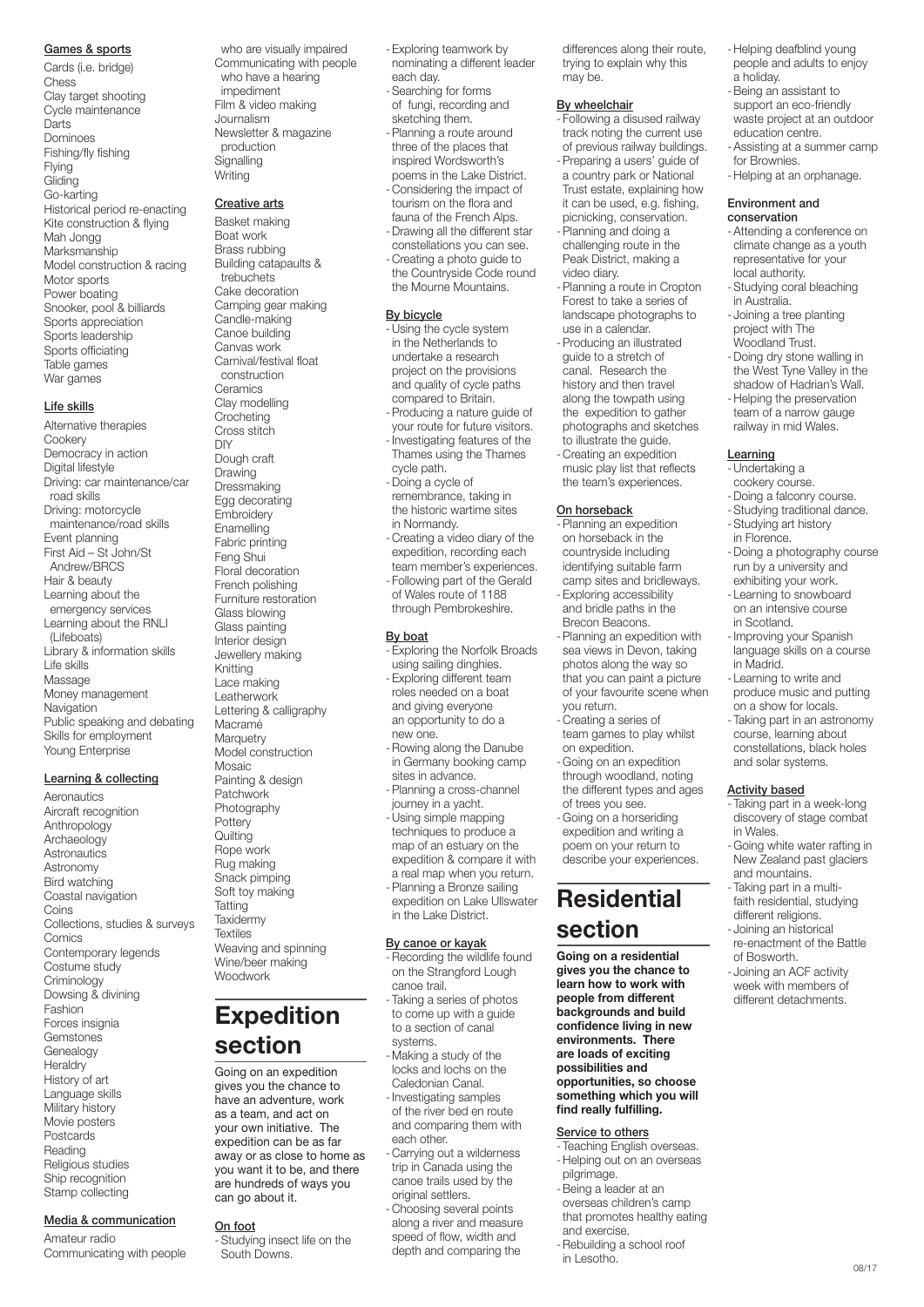### Games & sports

Cards (i.e. bridge)
Chess
Clay target shooting
Cycle maintenance
Darts
Dominoes
Fishing/fly fishing
Flying
Gliding
Go-karting
Historical period re-enacting
Kite construction & flying
Mah Jongg
Marksmanship
Model construction & racing
Motor sports
Power boating
Snooker, pool & billiards
Sports appreciation
Sports leadership
Sports officiating
Table games
War games

### Life skills

Alternative therapies
Cookery
Democracy in action
Digital lifestyle
Driving: car maintenance/car road skills
Driving: motorcycle maintenance/road skills
Event planning
First Aid – St John/St Andrew/BRCS
Hair & beauty
Learning about the emergency services
Learning about the RNLI (Lifeboats)
Library & information skills
Life skills
Massage
Money management
Navigation
Public speaking and debating
Skills for employment
Young Enterprise

### Learning & collecting

Aeronautics
Aircraft recognition
Anthropology
Archaeology
Astronautics
Astronomy
Bird watching
Coastal navigation
Coins
Collections, studies & surveys
Comics
Contemporary legends
Costume study
Criminology
Dowsing & divining
Fashion
Forces insignia
Gemstones
Genealogy
Heraldry
History of art
Language skills
Military history
Movie posters
Postcards
Reading
Religious studies
Ship recognition
Stamp collecting

### Media & communication

Amateur radio
Communicating with people who are visually impaired
Communicating with people who have a hearing impediment
Film & video making
Journalism
Newsletter & magazine production
Signalling
Writing

### Creative arts

Basket making
Boat work
Brass rubbing
Building catapaults & trebuchets
Cake decoration
Camping gear making
Candle-making
Canoe building
Canvas work
Carnival/festival float construction
Ceramics
Clay modelling
Crocheting
Cross stitch
DIY
Dough craft
Drawing
Dressmaking
Egg decorating
Embroidery
Enamelling
Fabric printing
Feng Shui
Floral decoration
French polishing
Furniture restoration
Glass blowing
Glass painting
Interior design
Jewellery making
Knitting
Lace making
Leatherwork
Lettering & calligraphy
Macramé
Marquetry
Model construction
Mosaic
Painting & design
Patchwork
Photography
Pottery
Quilting
Rope work
Rug making
Snack pimping
Soft toy making
Tatting
Taxidermy
Textiles
Weaving and spinning
Wine/beer making
Woodwork

# Expedition section

Going on an expedition gives you the chance to have an adventure, work as a team, and act on your own initiative. The expedition can be as far away or as close to home as you want it to be, and there are hundreds of ways you can go about it.

### On foot

- Studying insect life on the South Downs.
- Exploring teamwork by nominating a different leader each day.
- Searching for forms of fungi, recording and sketching them.
- Planning a route around three of the places that inspired Wordsworth's poems in the Lake District.
- Considering the impact of tourism on the flora and fauna of the French Alps.
- Drawing all the different star constellations you can see.
- Creating a photo guide to the Countryside Code round the Mourne Mountains.

### By bicycle

- Using the cycle system in the Netherlands to undertake a research project on the provisions and quality of cycle paths compared to Britain.
- Producing a nature guide of your route for future visitors.
- Investigating features of the Thames using the Thames cycle path.
- Doing a cycle of remembrance, taking in the historic wartime sites in Normandy.
- Creating a video diary of the expedition, recording each team member's experiences.
- Following part of the Gerald of Wales route of 1188 through Pembrokeshire.

### By boat

- Exploring the Norfolk Broads using sailing dinghies.
- Exploring different team roles needed on a boat and giving everyone an opportunity to do a new one.
- Rowing along the Danube in Germany booking camp sites in advance.
- Planning a cross-channel journey in a yacht.
- Using simple mapping techniques to produce a map of an estuary on the expedition & compare it with a real map when you return.
- Planning a Bronze sailing expedition on Lake Ullswater in the Lake District.

### By canoe or kayak

- Recording the wildlife found on the Strangford Lough canoe trail.
- Taking a series of photos to come up with a guide to a section of canal systems.
- Making a study of the locks and lochs on the Caledonian Canal.
- Investigating samples of the river bed en route and comparing them with each other.
- Carrying out a wilderness trip in Canada using the canoe trails used by the original settlers.
- Choosing several points along a river and measure speed of flow, width and depth and comparing the differences along their route, trying to explain why this may be.

### By wheelchair

- Following a disused railway track noting the current use of previous railway buildings.
- Preparing a users' guide of a country park or National Trust estate, explaining how it can be used, e.g. fishing, picnicking, conservation.
- Planning and doing a challenging route in the Peak District, making a video diary.
- Planning a route in Cropton Forest to take a series of landscape photographs to use in a calendar.
- Producing an illustrated guide to a stretch of canal. Research the history and then travel along the towpath using the expedition to gather photographs and sketches to illustrate the guide.
- Creating an expedition music play list that reflects the team's experiences.

### On horseback

- Planning an expedition on horseback in the countryside including identifying suitable farm camp sites and bridleways.
- Exploring accessibility and bridle paths in the Brecon Beacons.
- Planning an expedition with sea views in Devon, taking photos along the way so that you can paint a picture of your favourite scene when you return.
- Creating a series of team games to play whilst on expedition.
- Going on an expedition through woodland, noting the different types and ages of trees you see.
- Going on a horseriding expedition and writing a poem on your return to describe your experiences.

# Residential section

**Going on a residential gives you the chance to learn how to work with people from different backgrounds and build confidence living in new environments. There are loads of exciting possibilities and opportunities, so choose something which you will find really fulfilling.**

### Service to others

- Teaching English overseas.
- Helping out on an overseas pilgrimage.
- Being a leader at an overseas children's camp that promotes healthy eating and exercise.
- Rebuilding a school roof in Lesotho.
- Helping deafblind young people and adults to enjoy a holiday.
- Being an assistant to support an eco-friendly waste project at an outdoor education centre.
- Assisting at a summer camp for Brownies.
- Helping at an orphanage.

### Environment and conservation

- Attending a conference on climate change as a youth representative for your local authority.
- Studying coral bleaching in Australia.
- Joining a tree planting project with The Woodland Trust.
- Doing dry stone walling in the West Tyne Valley in the shadow of Hadrian's Wall.
- Helping the preservation team of a narrow gauge railway in mid Wales.

### Learning

- Undertaking a cookery course.
- Doing a falconry course.
- Studying traditional dance.
- Studying art history in Florence.
- Doing a photography course run by a university and exhibiting your work.
- Learning to snowboard on an intensive course in Scotland.
- Improving your Spanish language skills on a course in Madrid.
- Learning to write and produce music and putting on a show for locals.
- Taking part in an astronomy course, learning about constellations, black holes and solar systems.

### Activity based

- Taking part in a week-long discovery of stage combat in Wales.
- Going white water rafting in New Zealand past glaciers and mountains.
- Taking part in a multi-faith residential, studying different religions.
- Joining an historical re-enactment of the Battle of Bosworth.
- Joining an ACF activity week with members of different detachments.

08/17